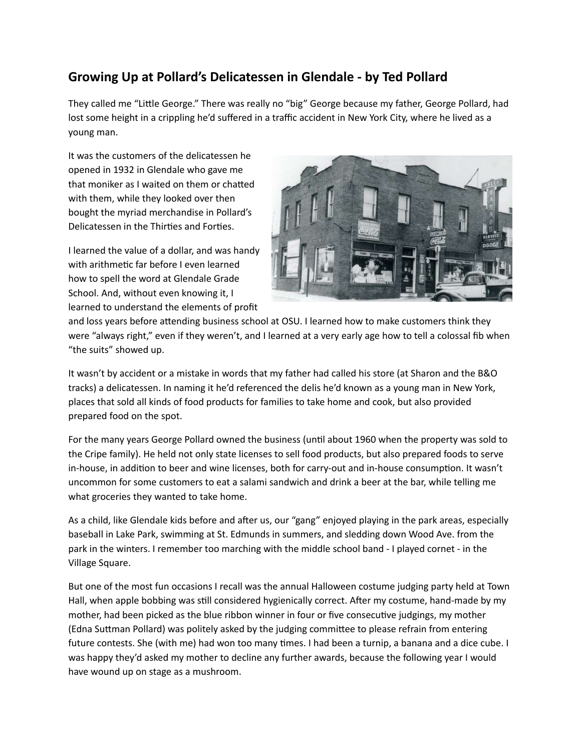## Growing Up at Pollard's Delicatessen in Glendale - by Ted Pollard

They called me "Little George." There was really no "big" George because my father, George Pollard, had lost some height in a crippling he'd suffered in a traffic accident in New York City, where he lived as a young man.

It was the customers of the delicatessen he opened in 1932 in Glendale who gave me that moniker as I waited on them or chatted with them, while they looked over then bought the myriad merchandise in Pollard's Delicatessen in the Thirties and Forties.

I learned the value of a dollar, and was handy with arithmetic far before I even learned how to spell the word at Glendale Grade School. And, without even knowing it, I learned to understand the elements of profit and loss years before attending business school at OSU. I learned how to make customers think they were "always right," even if they weren't, and I learned at a very early age how to tell a colossal fib when "the suits" showed up.

It wasn't by accident or a mistake in words that my father had called his store (at Sharon and the B&O tracks) a delicatessen. In naming it he'd referenced the delis he'd known as a young man in New York, places that sold all kinds of food products for families to take home and cook, but also provided prepared food on the spot.

For the many years George Pollard owned the business (until about 1960 when the property was sold to the Cripe family). He held not only state licenses to sell food products, but also prepared foods to serve in-house, in addition to beer and wine licenses, both for carry-out and in-house consumption. It wasn't uncommon for some customers to eat a salami sandwich and drink a beer at the bar, while telling me what groceries they wanted to take home.

As a child, like Glendale kids before and after us, our "gang" enjoyed playing in the park areas, especially baseball in Lake Park, swimming at St. Edmunds in summers, and sledding down Wood Ave. from the park in the winters. I remember too marching with the middle school band - I played cornet - in the Village Square.

But one of the most fun occasions I recall was the annual Halloween costume judging party held at Town Hall, when apple bobbing was still considered hygienically correct. After my costume, hand-made by my mother, had been picked as the blue ribbon winner in four or five consecutive judgings, my mother (Edna Suttman Pollard) was politely asked by the judging committee to please refrain from entering future contests. She (with me) had won too many times. I had been a turnip, a banana and a dice cube. I was happy they'd asked my mother to decline any further awards, because the following year I would have wound up on stage as a mushroom.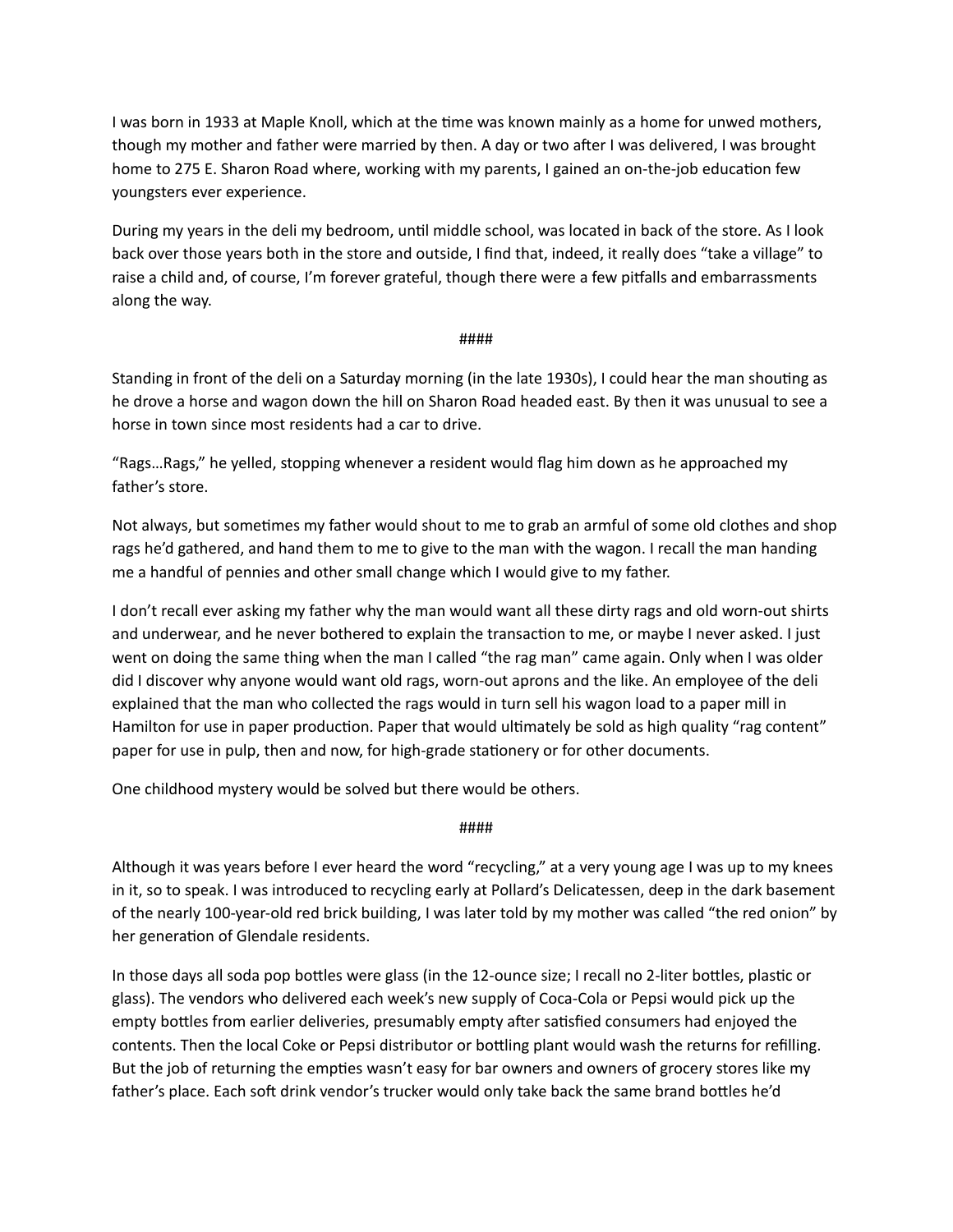I was born in 1933 at Maple Knoll, which at the time was known mainly as a home for unwed mothers, though my mother and father were married by then. A day or two after I was delivered, I was brought home to 275 E. Sharon Road where, working with my parents, I gained an on-the-job education few youngsters ever experience.

During my years in the deli my bedroom, until middle school, was located in back of the store. As I look back over those years both in the store and outside, I find that, indeed, it really does "take a village" to raise a child and, of course, I'm forever grateful, though there were a few pitfalls and embarrassments along the way.

####

Standing in front of the deli on a Saturday morning (in the late 1930s), I could hear the man shouting as he drove a horse and wagon down the hill on Sharon Road headed east. By then it was unusual to see a horse in town since most residents had a car to drive.

"Rags…Rags," he yelled, stopping whenever a resident would flag him down as he approached my father's store.

Not always, but sometimes my father would shout to me to grab an armful of some old clothes and shop rags he'd gathered, and hand them to me to give to the man with the wagon. I recall the man handing me a handful of pennies and other small change which I would give to my father.

I don't recall ever asking my father why the man would want all these dirty rags and old worn-out shirts and underwear, and he never bothered to explain the transaction to me, or maybe I never asked. I just went on doing the same thing when the man I called "the rag man" came again. Only when I was older did I discover why anyone would want old rags, worn-out aprons and the like. An employee of the deli explained that the man who collected the rags would in turn sell his wagon load to a paper mill in Hamilton for use in paper production. Paper that would ultimately be sold as high quality "rag content" paper for use in pulp, then and now, for high-grade stationery or for other documents.

One childhood mystery would be solved but there would be others.

####

Although it was years before I ever heard the word "recycling," at a very young age I was up to my knees in it, so to speak. I was introduced to recycling early at Pollard's Delicatessen, deep in the dark basement of the nearly 100-year-old red brick building, I was later told by my mother was called "the red onion" by her generation of Glendale residents.

In those days all soda pop bottles were glass (in the 12-ounce size; I recall no 2-liter bottles, plastic or glass). The vendors who delivered each week's new supply of Coca-Cola or Pepsi would pick up the empty bottles from earlier deliveries, presumably empty after satisfied consumers had enjoyed the contents. Then the local Coke or Pepsi distributor or bottling plant would wash the returns for refilling. But the job of returning the empties wasn't easy for bar owners and owners of grocery stores like my father's place. Each soft drink vendor's trucker would only take back the same brand bottles he'd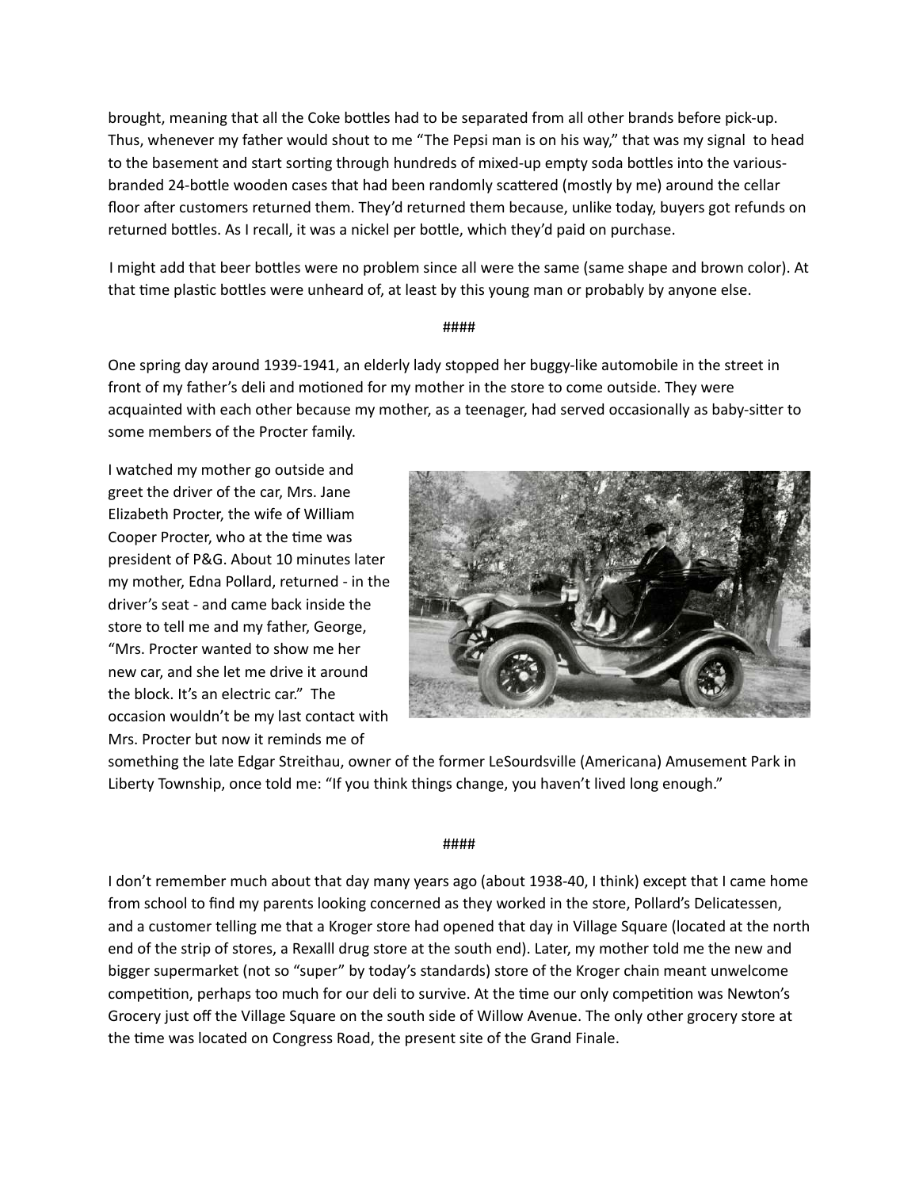brought, meaning that all the Coke bottles had to be separated from all other brands before pick-up. Thus, whenever my father would shout to me "The Pepsi man is on his way," that was my signal to head to the basement and start sorting through hundreds of mixed-up empty soda bottles into the various-branded 24-bottle wooden cases that had been randomly scattered (mostly by me) around the cellar floor after customers returned them. They'd returned them because, unlike today, buyers got refunds on returned bottles. As I recall, it was a nickel per bottle, which they'd paid on purchase.

I might add that beer bottles were no problem since all were the same (same shape and brown color). At that time plastic bottles were unheard of, at least by this young man or probably by anyone else.

####

One spring day around 1939-1941, an elderly lady stopped her buggy-like automobile in the street in front of my father's deli and motioned for my mother in the store to come outside. They were acquainted with each other because my mother, as a teenager, had served occasionally as baby-sitter to some members of the Procter family.

I watched my mother go outside and greet the driver of the car, Mrs. Jane Elizabeth Procter, the wife of William Cooper Procter, who at the time was president of P&G. About 10 minutes later my mother, Edna Pollard, returned - in the driver's seat - and came back inside the store to tell me and my father, George, "Mrs. Procter wanted to show me her new car, and she let me drive it around the block. It's an electric car." The occasion wouldn't be my last contact with Mrs. Procter but now it reminds me of something the late Edgar Streithau, owner of the former LeSourdsville (Americana) Amusement Park in Liberty Township, once told me: "If you think things change, you haven't lived long enough."

####

I don't remember much about that day many years ago (about 1938-40, I think) except that I came home from school to find my parents looking concerned as they worked in the store, Pollard's Delicatessen, and a customer telling me that a Kroger store had opened that day in Village Square (located at the north end of the strip of stores, a Rexalll drug store at the south end). Later, my mother told me the new and bigger supermarket (not so "super" by today's standards) store of the Kroger chain meant unwelcome competition, perhaps too much for our deli to survive. At the time our only competition was Newton's Grocery just off the Village Square on the south side of Willow Avenue. The only other grocery store at the time was located on Congress Road, the present site of the Grand Finale.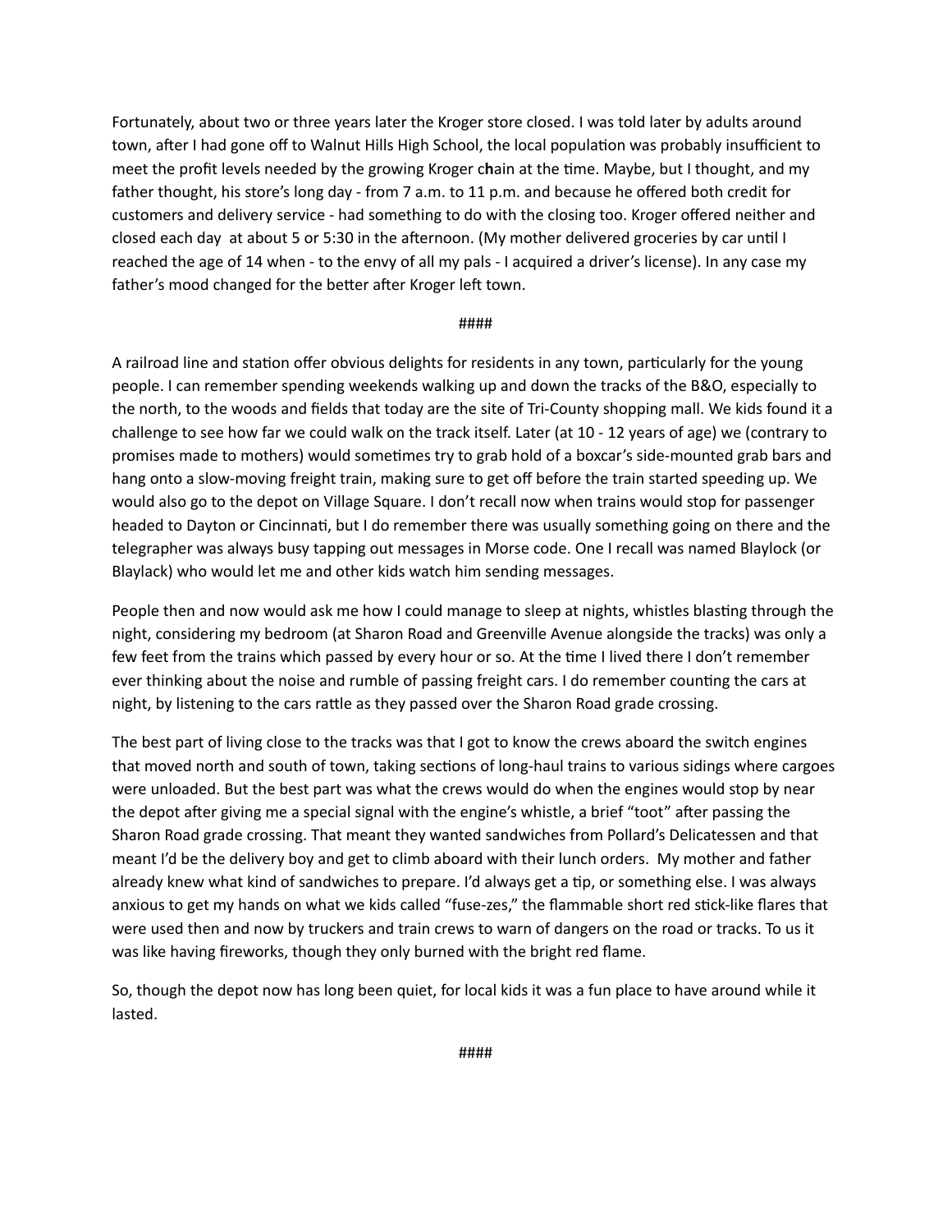Fortunately, about two or three years later the Kroger store closed. I was told later by adults around town, after I had gone off to Walnut Hills High School, the local population was probably insufficient to meet the profit levels needed by the growing Kroger c**h**ain at the time. Maybe, but I thought, and my father thought, his store's long day - from 7 a.m. to 11 p.m. and because he offered both credit for customers and delivery service - had something to do with the closing too. Kroger offered neither and closed each day at about 5 or 5:30 in the afternoon. (My mother delivered groceries by car until I reached the age of 14 when - to the envy of all my pals - I acquired a driver's license). In any case my father's mood changed for the better after Kroger left town.

####

A railroad line and station offer obvious delights for residents in any town, particularly for the young people. I can remember spending weekends walking up and down the tracks of the B&O, especially to the north, to the woods and fields that today are the site of Tri-County shopping mall. We kids found it a challenge to see how far we could walk on the track itself. Later (at 10 - 12 years of age) we (contrary to promises made to mothers) would sometimes try to grab hold of a boxcar's side-mounted grab bars and hang onto a slow-moving freight train, making sure to get off before the train started speeding up. We would also go to the depot on Village Square. I don't recall now when trains would stop for passenger headed to Dayton or Cincinnati, but I do remember there was usually something going on there and the telegrapher was always busy tapping out messages in Morse code. One I recall was named Blaylock (or Blaylack) who would let me and other kids watch him sending messages.

People then and now would ask me how I could manage to sleep at nights, whistles blasting through the night, considering my bedroom (at Sharon Road and Greenville Avenue alongside the tracks) was only a few feet from the trains which passed by every hour or so. At the time I lived there I don't remember ever thinking about the noise and rumble of passing freight cars. I do remember counting the cars at night, by listening to the cars rattle as they passed over the Sharon Road grade crossing.

The best part of living close to the tracks was that I got to know the crews aboard the switch engines that moved north and south of town, taking sections of long-haul trains to various sidings where cargoes were unloaded. But the best part was what the crews would do when the engines would stop by near the depot after giving me a special signal with the engine's whistle, a brief "toot" after passing the Sharon Road grade crossing. That meant they wanted sandwiches from Pollard's Delicatessen and that meant I'd be the delivery boy and get to climb aboard with their lunch orders. My mother and father already knew what kind of sandwiches to prepare. I'd always get a tip, or something else. I was always anxious to get my hands on what we kids called "fuse-zes," the flammable short red stick-like flares that were used then and now by truckers and train crews to warn of dangers on the road or tracks. To us it was like having fireworks, though they only burned with the bright red flame.

So, though the depot now has long been quiet, for local kids it was a fun place to have around while it lasted.

####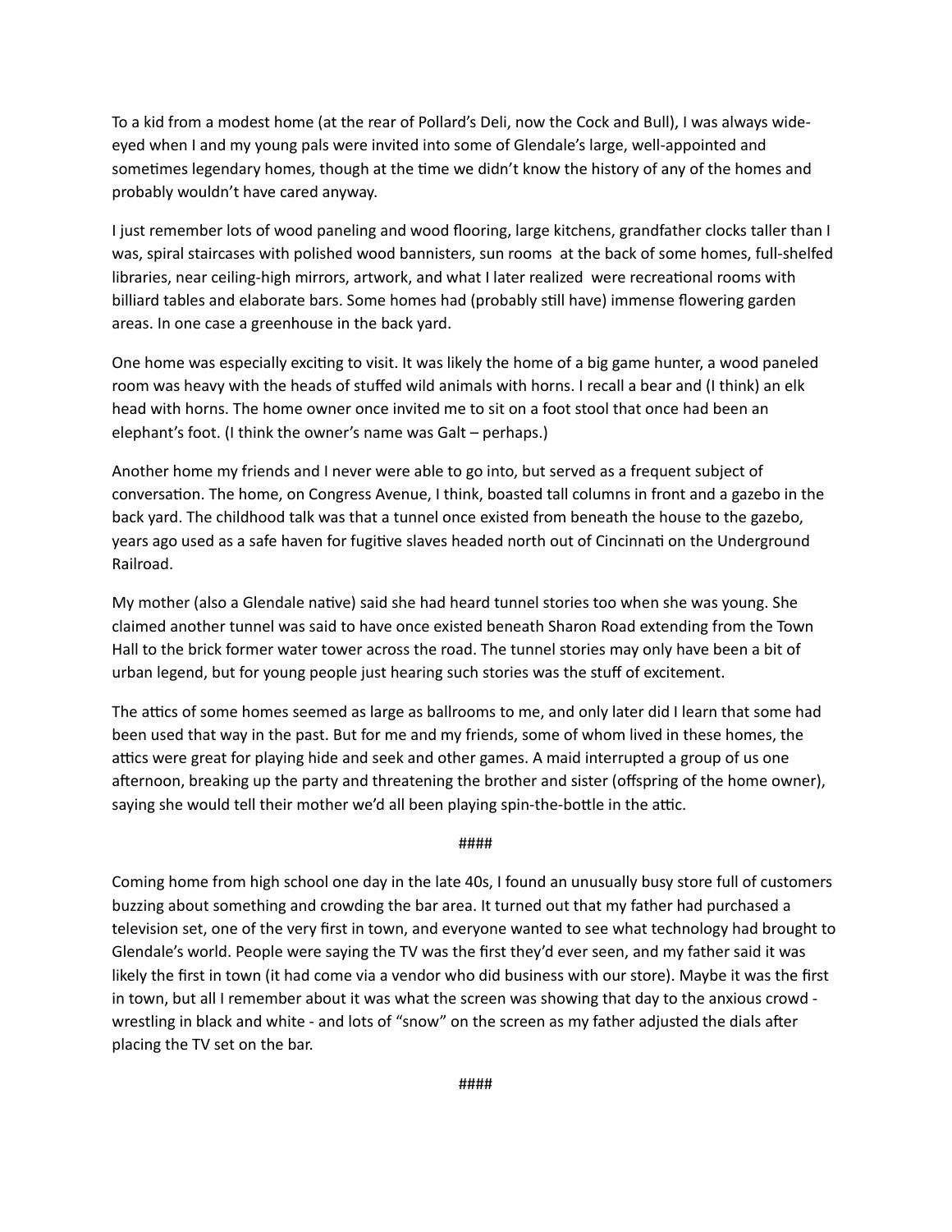To a kid from a modest home (at the rear of Pollard's Deli, now the Cock and Bull), I was always wide-eyed when I and my young pals were invited into some of Glendale's large, well-appointed and sometimes legendary homes, though at the time we didn't know the history of any of the homes and probably wouldn't have cared anyway.

I just remember lots of wood paneling and wood flooring, large kitchens, grandfather clocks taller than I was, spiral staircases with polished wood bannisters, sun rooms at the back of some homes, full-shelfed libraries, near ceiling-high mirrors, artwork, and what I later realized were recreational rooms with billiard tables and elaborate bars. Some homes had (probably still have) immense flowering garden areas. In one case a greenhouse in the back yard.

One home was especially exciting to visit. It was likely the home of a big game hunter, a wood paneled room was heavy with the heads of stuffed wild animals with horns. I recall a bear and (I think) an elk head with horns. The home owner once invited me to sit on a foot stool that once had been an elephant's foot. (I think the owner's name was Galt – perhaps.)

Another home my friends and I never were able to go into, but served as a frequent subject of conversation. The home, on Congress Avenue, I think, boasted tall columns in front and a gazebo in the back yard. The childhood talk was that a tunnel once existed from beneath the house to the gazebo, years ago used as a safe haven for fugitive slaves headed north out of Cincinnati on the Underground Railroad.

My mother (also a Glendale native) said she had heard tunnel stories too when she was young. She claimed another tunnel was said to have once existed beneath Sharon Road extending from the Town Hall to the brick former water tower across the road. The tunnel stories may only have been a bit of urban legend, but for young people just hearing such stories was the stuff of excitement.

The attics of some homes seemed as large as ballrooms to me, and only later did I learn that some had been used that way in the past. But for me and my friends, some of whom lived in these homes, the attics were great for playing hide and seek and other games. A maid interrupted a group of us one afternoon, breaking up the party and threatening the brother and sister (offspring of the home owner), saying she would tell their mother we'd all been playing spin-the-bottle in the attic.

####

Coming home from high school one day in the late 40s, I found an unusually busy store full of customers buzzing about something and crowding the bar area. It turned out that my father had purchased a television set, one of the very first in town, and everyone wanted to see what technology had brought to Glendale's world. People were saying the TV was the first they'd ever seen, and my father said it was likely the first in town (it had come via a vendor who did business with our store). Maybe it was the first in town, but all I remember about it was what the screen was showing that day to the anxious crowd - wrestling in black and white - and lots of "snow" on the screen as my father adjusted the dials after placing the TV set on the bar.

####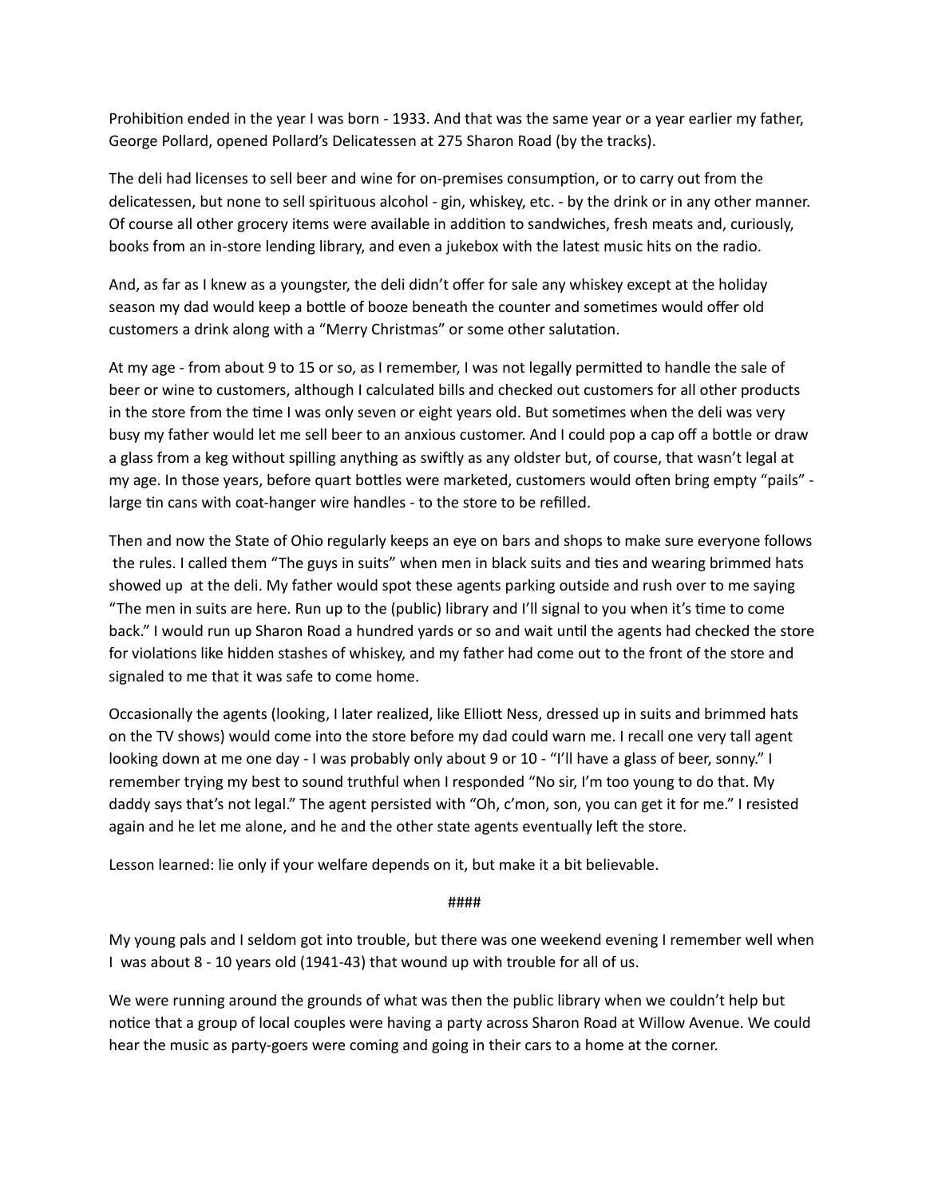Prohibition ended in the year I was born - 1933. And that was the same year or a year earlier my father, George Pollard, opened Pollard's Delicatessen at 275 Sharon Road (by the tracks).

The deli had licenses to sell beer and wine for on-premises consumption, or to carry out from the delicatessen, but none to sell spirituous alcohol - gin, whiskey, etc. - by the drink or in any other manner. Of course all other grocery items were available in addition to sandwiches, fresh meats and, curiously, books from an in-store lending library, and even a jukebox with the latest music hits on the radio.

And, as far as I knew as a youngster, the deli didn't offer for sale any whiskey except at the holiday season my dad would keep a bottle of booze beneath the counter and sometimes would offer old customers a drink along with a "Merry Christmas" or some other salutation.

At my age - from about 9 to 15 or so, as I remember, I was not legally permitted to handle the sale of beer or wine to customers, although I calculated bills and checked out customers for all other products in the store from the time I was only seven or eight years old. But sometimes when the deli was very busy my father would let me sell beer to an anxious customer. And I could pop a cap off a bottle or draw a glass from a keg without spilling anything as swiftly as any oldster but, of course, that wasn't legal at my age. In those years, before quart bottles were marketed, customers would often bring empty "pails" - large tin cans with coat-hanger wire handles - to the store to be refilled.

Then and now the State of Ohio regularly keeps an eye on bars and shops to make sure everyone follows the rules. I called them "The guys in suits" when men in black suits and ties and wearing brimmed hats showed up at the deli. My father would spot these agents parking outside and rush over to me saying "The men in suits are here. Run up to the (public) library and I'll signal to you when it's time to come back." I would run up Sharon Road a hundred yards or so and wait until the agents had checked the store for violations like hidden stashes of whiskey, and my father had come out to the front of the store and signaled to me that it was safe to come home.

Occasionally the agents (looking, I later realized, like Elliott Ness, dressed up in suits and brimmed hats on the TV shows) would come into the store before my dad could warn me. I recall one very tall agent looking down at me one day - I was probably only about 9 or 10 - "I'll have a glass of beer, sonny." I remember trying my best to sound truthful when I responded "No sir, I'm too young to do that. My daddy says that's not legal." The agent persisted with "Oh, c'mon, son, you can get it for me." I resisted again and he let me alone, and he and the other state agents eventually left the store.

Lesson learned: lie only if your welfare depends on it, but make it a bit believable.

####

My young pals and I seldom got into trouble, but there was one weekend evening I remember well when I was about 8 - 10 years old (1941-43) that wound up with trouble for all of us.

We were running around the grounds of what was then the public library when we couldn't help but notice that a group of local couples were having a party across Sharon Road at Willow Avenue. We could hear the music as party-goers were coming and going in their cars to a home at the corner.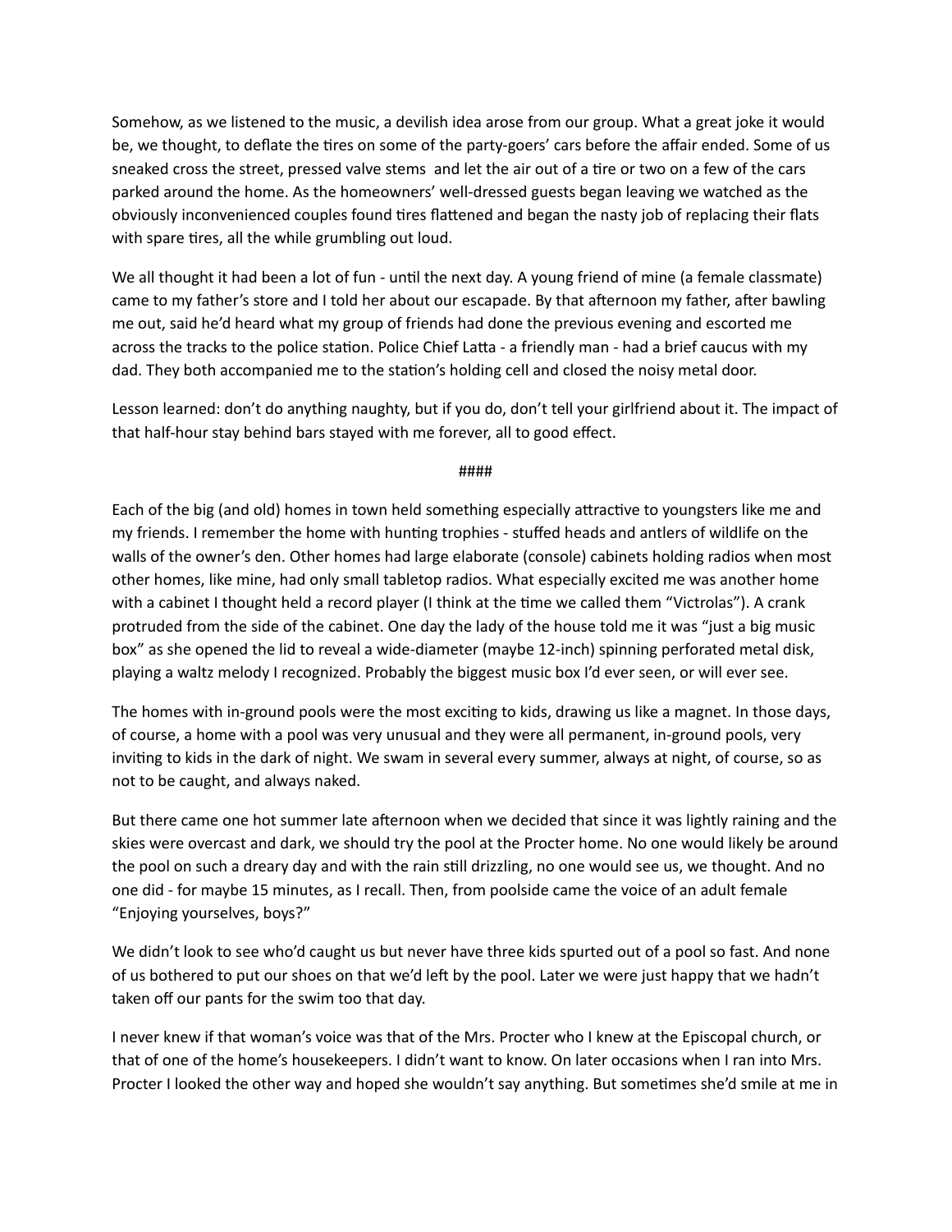Somehow, as we listened to the music, a devilish idea arose from our group. What a great joke it would be, we thought, to deflate the tires on some of the party-goers' cars before the affair ended. Some of us sneaked cross the street, pressed valve stems and let the air out of a tire or two on a few of the cars parked around the home. As the homeowners' well-dressed guests began leaving we watched as the obviously inconvenienced couples found tires flattened and began the nasty job of replacing their flats with spare tires, all the while grumbling out loud.

We all thought it had been a lot of fun - until the next day. A young friend of mine (a female classmate) came to my father's store and I told her about our escapade. By that afternoon my father, after bawling me out, said he'd heard what my group of friends had done the previous evening and escorted me across the tracks to the police station. Police Chief Latta - a friendly man - had a brief caucus with my dad. They both accompanied me to the station's holding cell and closed the noisy metal door.

Lesson learned: don't do anything naughty, but if you do, don't tell your girlfriend about it. The impact of that half-hour stay behind bars stayed with me forever, all to good effect.

####

Each of the big (and old) homes in town held something especially attractive to youngsters like me and my friends. I remember the home with hunting trophies - stuffed heads and antlers of wildlife on the walls of the owner's den. Other homes had large elaborate (console) cabinets holding radios when most other homes, like mine, had only small tabletop radios. What especially excited me was another home with a cabinet I thought held a record player (I think at the time we called them "Victrolas"). A crank protruded from the side of the cabinet. One day the lady of the house told me it was "just a big music box" as she opened the lid to reveal a wide-diameter (maybe 12-inch) spinning perforated metal disk, playing a waltz melody I recognized. Probably the biggest music box I'd ever seen, or will ever see.

The homes with in-ground pools were the most exciting to kids, drawing us like a magnet. In those days, of course, a home with a pool was very unusual and they were all permanent, in-ground pools, very inviting to kids in the dark of night. We swam in several every summer, always at night, of course, so as not to be caught, and always naked.

But there came one hot summer late afternoon when we decided that since it was lightly raining and the skies were overcast and dark, we should try the pool at the Procter home. No one would likely be around the pool on such a dreary day and with the rain still drizzling, no one would see us, we thought. And no one did - for maybe 15 minutes, as I recall. Then, from poolside came the voice of an adult female "Enjoying yourselves, boys?"

We didn't look to see who'd caught us but never have three kids spurted out of a pool so fast. And none of us bothered to put our shoes on that we'd left by the pool. Later we were just happy that we hadn't taken off our pants for the swim too that day.

I never knew if that woman's voice was that of the Mrs. Procter who I knew at the Episcopal church, or that of one of the home's housekeepers. I didn't want to know. On later occasions when I ran into Mrs. Procter I looked the other way and hoped she wouldn't say anything. But sometimes she'd smile at me in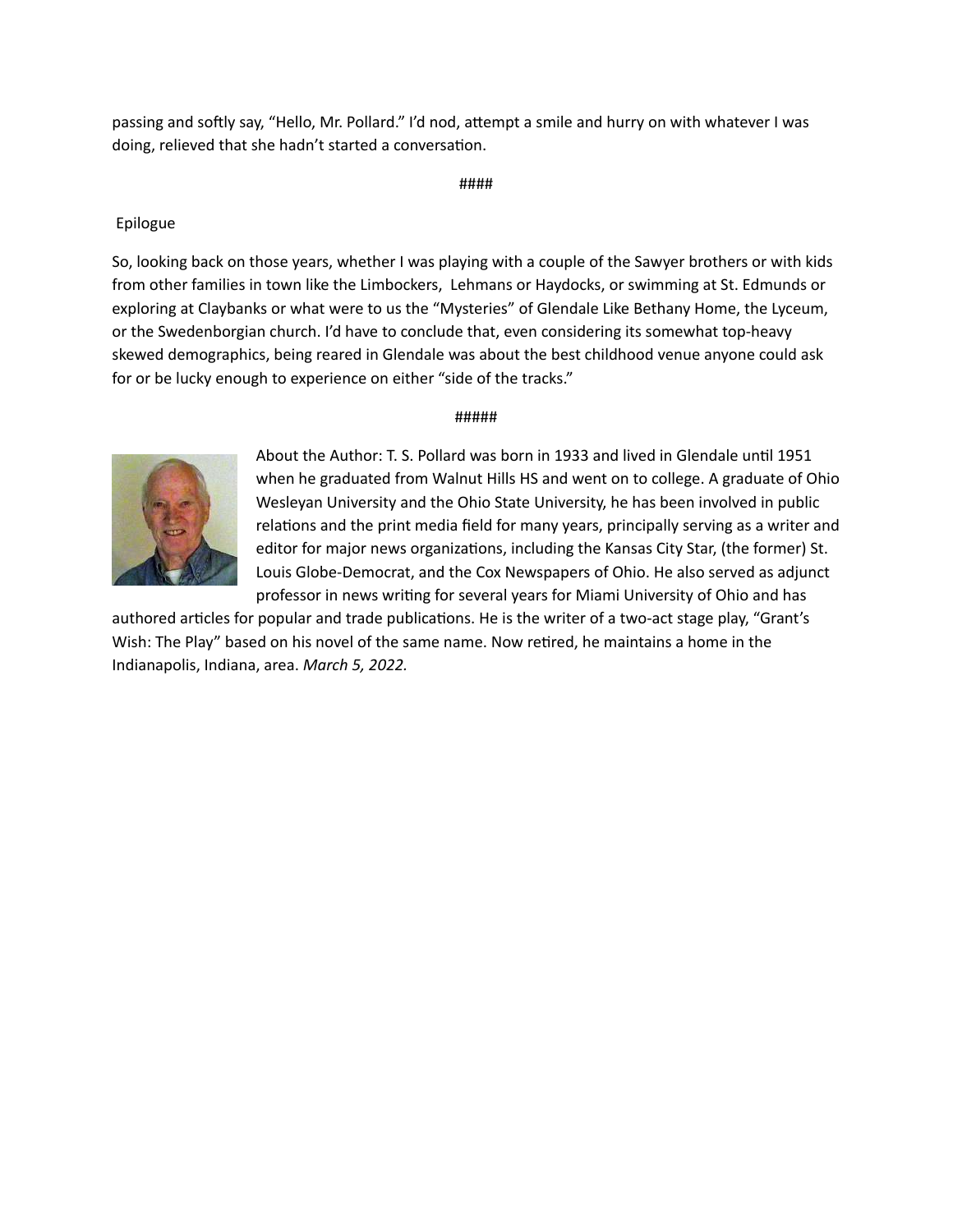passing and softly say, "Hello, Mr. Pollard." I'd nod, attempt a smile and hurry on with whatever I was doing, relieved that she hadn't started a conversation.

####

Epilogue

So, looking back on those years, whether I was playing with a couple of the Sawyer brothers or with kids from other families in town like the Limbockers, Lehmans or Haydocks, or swimming at St. Edmunds or exploring at Claybanks or what were to us the "Mysteries" of Glendale Like Bethany Home, the Lyceum, or the Swedenborgian church. I'd have to conclude that, even considering its somewhat top-heavy skewed demographics, being reared in Glendale was about the best childhood venue anyone could ask for or be lucky enough to experience on either "side of the tracks."

#####

About the Author: T. S. Pollard was born in 1933 and lived in Glendale until 1951 when he graduated from Walnut Hills HS and went on to college. A graduate of Ohio Wesleyan University and the Ohio State University, he has been involved in public relations and the print media field for many years, principally serving as a writer and editor for major news organizations, including the Kansas City Star, (the former) St. Louis Globe-Democrat, and the Cox Newspapers of Ohio. He also served as adjunct professor in news writing for several years for Miami University of Ohio and has authored articles for popular and trade publications. He is the writer of a two-act stage play, "Grant's Wish: The Play" based on his novel of the same name. Now retired, he maintains a home in the Indianapolis, Indiana, area. *March 5, 2022.*